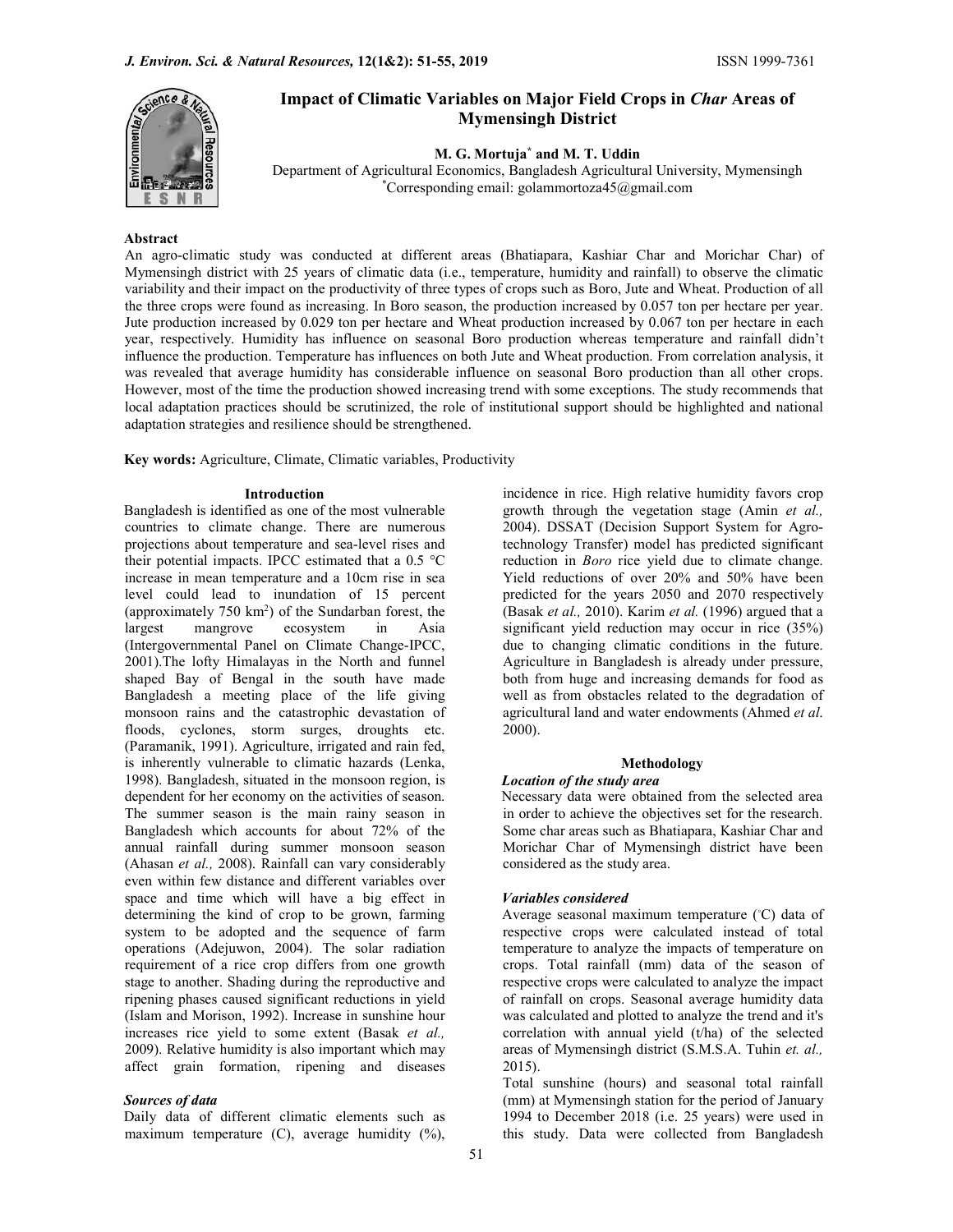# Impact of Climatic Variables on Major Field Crops in *Char* Areas of Mymensingh District

**M. G. Mortuja\* and M. T. Uddin**

Department of Agricultural Economics, Bangladesh Agricultural University, Mymensingh

\*Corresponding email: golammortoza45@gmail.com

## Abstract

An agro-climatic study was conducted at different areas (Bhatiapara, Kashiar Char and Morichar Char) of Mymensingh district with 25 years of climatic data (i.e., temperature, humidity and rainfall) to observe the climatic variability and their impact on the productivity of three types of crops such as Boro, Jute and Wheat. Production of all the three crops were found as increasing. In Boro season, the production increased by 0.057 ton per hectare per year. Jute production increased by 0.029 ton per hectare and Wheat production increased by 0.067 ton per hectare in each year, respectively. Humidity has influence on seasonal Boro production whereas temperature and rainfall didn't influence the production. Temperature has influences on both Jute and Wheat production. From correlation analysis, it was revealed that average humidity has considerable influence on seasonal Boro production than all other crops. However, most of the time the production showed increasing trend with some exceptions. The study recommends that local adaptation practices should be scrutinized, the role of institutional support should be highlighted and national adaptation strategies and resilience should be strengthened.

**Key words:** Agriculture, Climate, Climatic variables, Productivity

## Introduction

Bangladesh is identified as one of the most vulnerable countries to climate change. There are numerous projections about temperature and sea-level rises and their potential impacts. IPCC estimated that a 0.5 °C increase in mean temperature and a 10cm rise in sea level could lead to inundation of 15 percent (approximately 750 km$^2$) of the Sundarban forest, the largest mangrove ecosystem in Asia (Intergovernmental Panel on Climate Change-IPCC, 2001).The lofty Himalayas in the North and funnel shaped Bay of Bengal in the south have made Bangladesh a meeting place of the life giving monsoon rains and the catastrophic devastation of floods, cyclones, storm surges, droughts etc. (Paramanik, 1991). Agriculture, irrigated and rain fed, is inherently vulnerable to climatic hazards (Lenka, 1998). Bangladesh, situated in the monsoon region, is dependent for her economy on the activities of season. The summer season is the main rainy season in Bangladesh which accounts for about 72% of the annual rainfall during summer monsoon season (Ahasan *et al.,* 2008). Rainfall can vary considerably even within few distance and different variables over space and time which will have a big effect in determining the kind of crop to be grown, farming system to be adopted and the sequence of farm operations (Adejuwon, 2004). The solar radiation requirement of a rice crop differs from one growth stage to another. Shading during the reproductive and ripening phases caused significant reductions in yield (Islam and Morison, 1992). Increase in sunshine hour increases rice yield to some extent (Basak *et al.,* 2009). Relative humidity is also important which may affect grain formation, ripening and diseases incidence in rice. High relative humidity favors crop growth through the vegetation stage (Amin *et al.,* 2004). DSSAT (Decision Support System for Agro-technology Transfer) model has predicted significant reduction in *Boro* rice yield due to climate change. Yield reductions of over 20% and 50% have been predicted for the years 2050 and 2070 respectively (Basak *et al.,* 2010). Karim *et al.* (1996) argued that a significant yield reduction may occur in rice (35%) due to changing climatic conditions in the future. Agriculture in Bangladesh is already under pressure, both from huge and increasing demands for food as well as from obstacles related to the degradation of agricultural land and water endowments (Ahmed *et al.* 2000).

## Methodology

### *Location of the study area*

Necessary data were obtained from the selected area in order to achieve the objectives set for the research. Some char areas such as Bhatiapara, Kashiar Char and Morichar Char of Mymensingh district have been considered as the study area.

### *Variables considered*

Average seasonal maximum temperature (°C) data of respective crops were calculated instead of total temperature to analyze the impacts of temperature on crops. Total rainfall (mm) data of the season of respective crops were calculated to analyze the impact of rainfall on crops. Seasonal average humidity data was calculated and plotted to analyze the trend and it's correlation with annual yield (t/ha) of the selected areas of Mymensingh district (S.M.S.A. Tuhin *et. al.,* 2015).

Total sunshine (hours) and seasonal total rainfall (mm) at Mymensingh station for the period of January 1994 to December 2018 (i.e. 25 years) were used in this study. Data were collected from Bangladesh

### *Sources of data*

Daily data of different climatic elements such as maximum temperature (C), average humidity (%),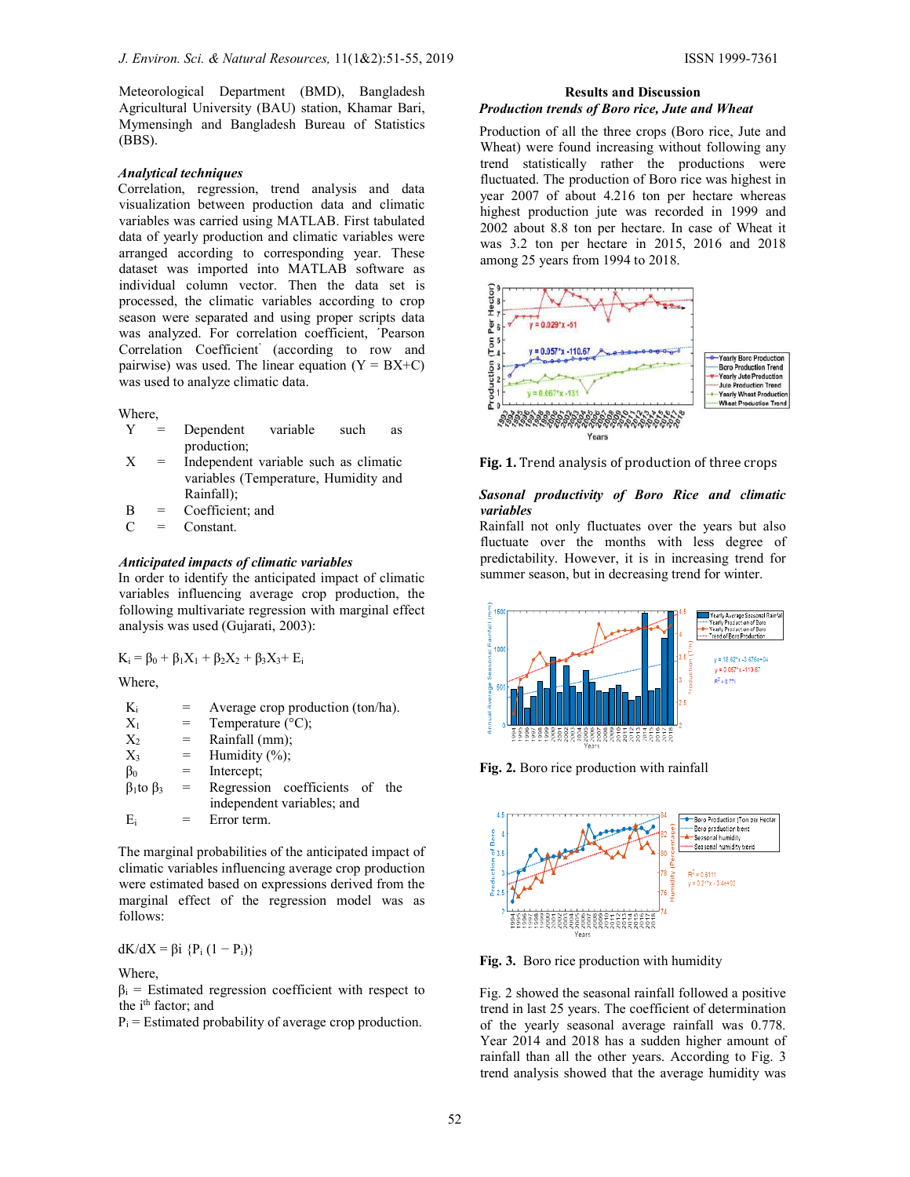Meteorological Department (BMD), Bangladesh Agricultural University (BAU) station, Khamar Bari, Mymensingh and Bangladesh Bureau of Statistics (BBS).

### *Analytical techniques*

Correlation, regression, trend analysis and data visualization between production data and climatic variables was carried using MATLAB. First tabulated data of yearly production and climatic variables were arranged according to corresponding year. These dataset was imported into MATLAB software as individual column vector. Then the data set is processed, the climatic variables according to crop season were separated and using proper scripts data was analyzed. For correlation coefficient, ´Pearson Correlation Coefficient' (according to row and pairwise) was used. The linear equation (Y = BX+C) was used to analyze climatic data.

Where,

- Y = Dependent variable such as production;
- X = Independent variable such as climatic variables (Temperature, Humidity and Rainfall);
- B = Coefficient; and
- C = Constant.

### *Anticipated impacts of climatic variables*

In order to identify the anticipated impact of climatic variables influencing average crop production, the following multivariate regression with marginal effect analysis was used (Gujarati, 2003):

$$K_i = \beta_0 + \beta_1 X_1 + \beta_2 X_2 + \beta_3 X_3 + E_i$$

Where,

- $K_i$ = Average crop production (ton/ha).
- $X_1$ = Temperature (°C);
- $X_2$ = Rainfall (mm);
- $X_3$ = Humidity (%);
- $\beta_0$ = Intercept;
- $\beta_1$ to $\beta_3$ = Regression coefficients of the independent variables; and
- $E_i$ = Error term.

The marginal probabilities of the anticipated impact of climatic variables influencing average crop production were estimated based on expressions derived from the marginal effect of the regression model was as follows:

$$dK/dX = \beta_i \{P_i (1 - P_i)\}$$

Where,

$\beta_i$ = Estimated regression coefficient with respect to the i[th] factor; and

$P_i$ = Estimated probability of average crop production.

## Results and Discussion

### *Production trends of Boro rice, Jute and Wheat*

Production of all the three crops (Boro rice, Jute and Wheat) were found increasing without following any trend statistically rather the productions were fluctuated. The production of Boro rice was highest in year 2007 of about 4.216 ton per hectare whereas highest production jute was recorded in 1999 and 2002 about 8.8 ton per hectare. In case of Wheat it was 3.2 ton per hectare in 2015, 2016 and 2018 among 25 years from 1994 to 2018.

**Fig. 1.** Trend analysis of production of three crops

### *Sasonal productivity of Boro Rice and climatic variables*

Rainfall not only fluctuates over the years but also fluctuate over the months with less degree of predictability. However, it is in increasing trend for summer season, but in decreasing trend for winter.

**Fig. 2.** Boro rice production with rainfall

**Fig. 3.** Boro rice production with humidity

Fig. 2 showed the seasonal rainfall followed a positive trend in last 25 years. The coefficient of determination of the yearly seasonal average rainfall was 0.778. Year 2014 and 2018 has a sudden higher amount of rainfall than all the other years. According to Fig. 3 trend analysis showed that the average humidity was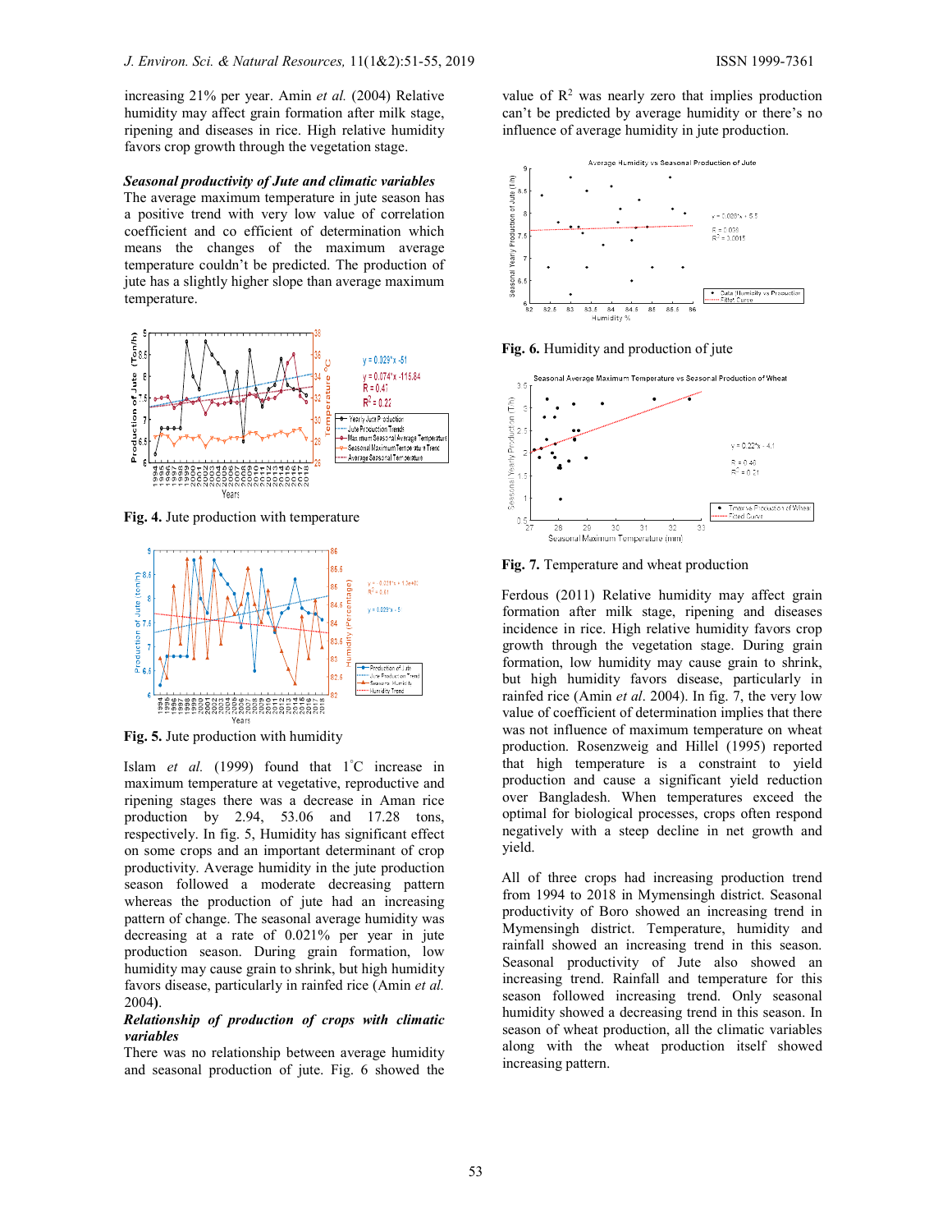increasing 21% per year. Amin *et al.* (2004) Relative humidity may affect grain formation after milk stage, ripening and diseases in rice. High relative humidity favors crop growth through the vegetation stage.

***Seasonal productivity of Jute and climatic variables***

The average maximum temperature in jute season has a positive trend with very low value of correlation coefficient and co efficient of determination which means the changes of the maximum average temperature couldn't be predicted. The production of jute has a slightly higher slope than average maximum temperature.

**Fig. 4.** Jute production with temperature

**Fig. 5.** Jute production with humidity

Islam *et al.* (1999) found that 1°C increase in maximum temperature at vegetative, reproductive and ripening stages there was a decrease in Aman rice production by 2.94, 53.06 and 17.28 tons, respectively. In fig. 5, Humidity has significant effect on some crops and an important determinant of crop productivity. Average humidity in the jute production season followed a moderate decreasing pattern whereas the production of jute had an increasing pattern of change. The seasonal average humidity was decreasing at a rate of 0.021% per year in jute production season. During grain formation, low humidity may cause grain to shrink, but high humidity favors disease, particularly in rainfed rice (Amin *et al.* 2004).

***Relationship of production of crops with climatic variables***

There was no relationship between average humidity and seasonal production of jute. Fig. 6 showed the value of $R^2$ was nearly zero that implies production can't be predicted by average humidity or there's no influence of average humidity in jute production.

**Fig. 6.** Humidity and production of jute

**Fig. 7.** Temperature and wheat production

Ferdous (2011) Relative humidity may affect grain formation after milk stage, ripening and diseases incidence in rice. High relative humidity favors crop growth through the vegetation stage. During grain formation, low humidity may cause grain to shrink, but high humidity favors disease, particularly in rainfed rice (Amin *et al*. 2004). In fig. 7, the very low value of coefficient of determination implies that there was not influence of maximum temperature on wheat production. Rosenzweig and Hillel (1995) reported that high temperature is a constraint to yield production and cause a significant yield reduction over Bangladesh. When temperatures exceed the optimal for biological processes, crops often respond negatively with a steep decline in net growth and yield.

All of three crops had increasing production trend from 1994 to 2018 in Mymensingh district. Seasonal productivity of Boro showed an increasing trend in Mymensingh district. Temperature, humidity and rainfall showed an increasing trend in this season. Seasonal productivity of Jute also showed an increasing trend. Rainfall and temperature for this season followed increasing trend. Only seasonal humidity showed a decreasing trend in this season. In season of wheat production, all the climatic variables along with the wheat production itself showed increasing pattern.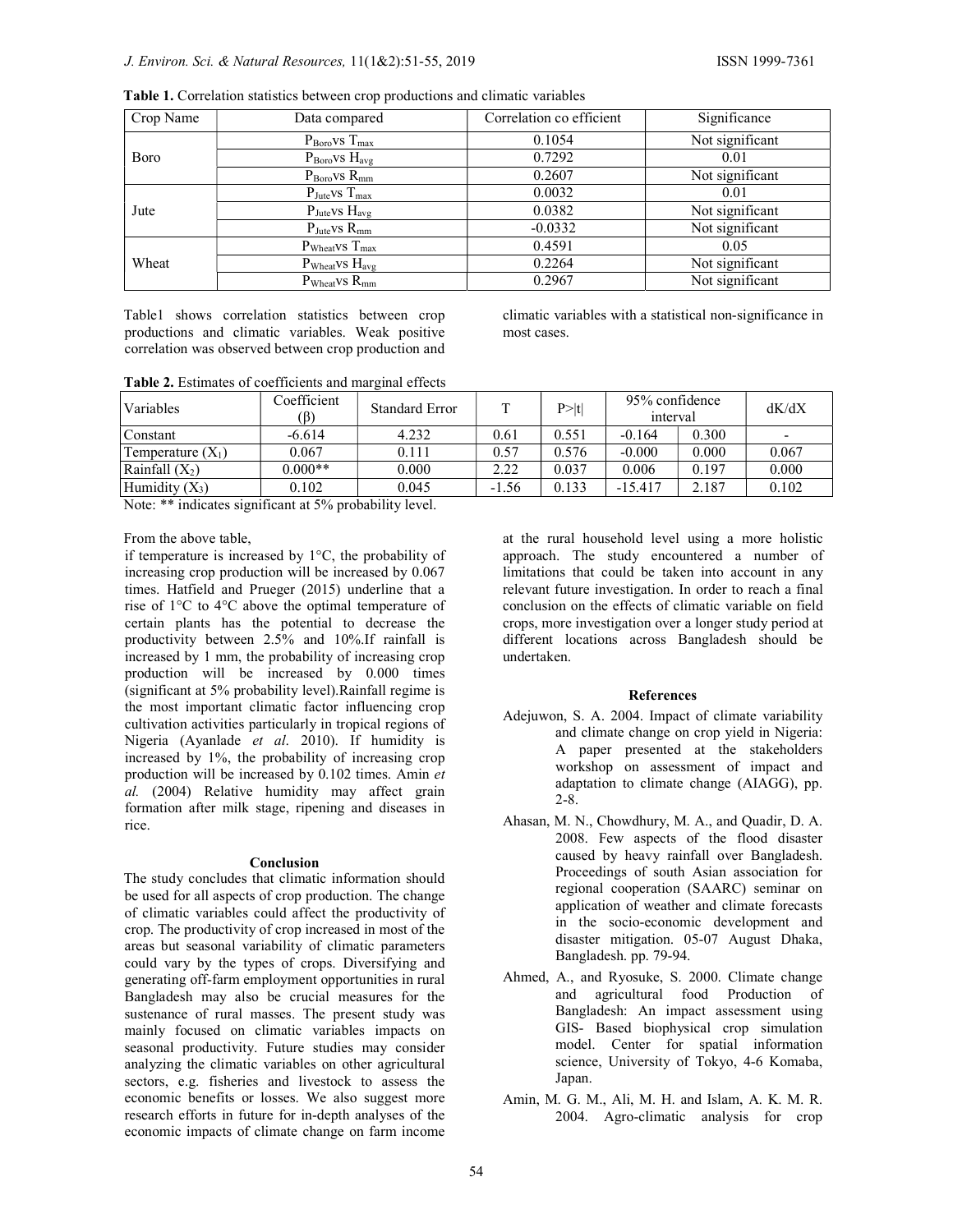**Table 1.** Correlation statistics between crop productions and climatic variables

| Crop Name | Data compared | Correlation co efficient | Significance |
|---|---|---|---|
| Boro | $P_{Boro}$vs $T_{max}$ | 0.1054 | Not significant |
| | $P_{Boro}$vs $H_{avg}$ | 0.7292 | 0.01 |
| | $P_{Boro}$vs $R_{mm}$ | 0.2607 | Not significant |
| Jute | $P_{Jute}$vs $T_{max}$ | 0.0032 | 0.01 |
| | $P_{Jute}$vs $H_{avg}$ | 0.0382 | Not significant |
| | $P_{Jute}$vs $R_{mm}$ | -0.0332 | Not significant |
| Wheat | $P_{Wheat}$vs $T_{max}$ | 0.4591 | 0.05 |
| | $P_{Wheat}$vs $H_{avg}$ | 0.2264 | Not significant |
| | $P_{Wheat}$vs $R_{mm}$ | 0.2967 | Not significant |

Table1 shows correlation statistics between crop productions and climatic variables. Weak positive correlation was observed between crop production and climatic variables with a statistical non-significance in most cases.

**Table 2.** Estimates of coefficients and marginal effects

| Variables | Coefficient (β) | Standard Error | T | P>\|t\| | 95% confidence interval | | dK/dX |
|---|---|---|---|---|---|---|---|
| Constant | -6.614 | 4.232 | 0.61 | 0.551 | -0.164 | 0.300 | - |
| Temperature ($X_1$) | 0.067 | 0.111 | 0.57 | 0.576 | -0.000 | 0.000 | 0.067 |
| Rainfall ($X_2$) | 0.000** | 0.000 | 2.22 | 0.037 | 0.006 | 0.197 | 0.000 |
| Humidity ($X_3$) | 0.102 | 0.045 | -1.56 | 0.133 | -15.417 | 2.187 | 0.102 |

Note: ** indicates significant at 5% probability level.

From the above table,

if temperature is increased by 1°C, the probability of increasing crop production will be increased by 0.067 times. Hatfield and Prueger (2015) underline that a rise of 1°C to 4°C above the optimal temperature of certain plants has the potential to decrease the productivity between 2.5% and 10%.If rainfall is increased by 1 mm, the probability of increasing crop production will be increased by 0.000 times (significant at 5% probability level).Rainfall regime is the most important climatic factor influencing crop cultivation activities particularly in tropical regions of Nigeria (Ayanlade *et al*. 2010). If humidity is increased by 1%, the probability of increasing crop production will be increased by 0.102 times. Amin *et al.* (2004) Relative humidity may affect grain formation after milk stage, ripening and diseases in rice.

## Conclusion

The study concludes that climatic information should be used for all aspects of crop production. The change of climatic variables could affect the productivity of crop. The productivity of crop increased in most of the areas but seasonal variability of climatic parameters could vary by the types of crops. Diversifying and generating off-farm employment opportunities in rural Bangladesh may also be crucial measures for the sustenance of rural masses. The present study was mainly focused on climatic variables impacts on seasonal productivity. Future studies may consider analyzing the climatic variables on other agricultural sectors, e.g. fisheries and livestock to assess the economic benefits or losses. We also suggest more research efforts in future for in-depth analyses of the economic impacts of climate change on farm income at the rural household level using a more holistic approach. The study encountered a number of limitations that could be taken into account in any relevant future investigation. In order to reach a final conclusion on the effects of climatic variable on field crops, more investigation over a longer study period at different locations across Bangladesh should be undertaken.

## References

Adejuwon, S. A. 2004. Impact of climate variability and climate change on crop yield in Nigeria: A paper presented at the stakeholders workshop on assessment of impact and adaptation to climate change (AIAGG), pp. 2-8.

Ahasan, M. N., Chowdhury, M. A., and Quadir, D. A. 2008. Few aspects of the flood disaster caused by heavy rainfall over Bangladesh. Proceedings of south Asian association for regional cooperation (SAARC) seminar on application of weather and climate forecasts in the socio-economic development and disaster mitigation. 05-07 August Dhaka, Bangladesh. pp. 79-94.

Ahmed, A., and Ryosuke, S. 2000. Climate change and agricultural food Production of Bangladesh: An impact assessment using GIS- Based biophysical crop simulation model. Center for spatial information science, University of Tokyo, 4-6 Komaba, Japan.

Amin, M. G. M., Ali, M. H. and Islam, A. K. M. R. 2004. Agro-climatic analysis for crop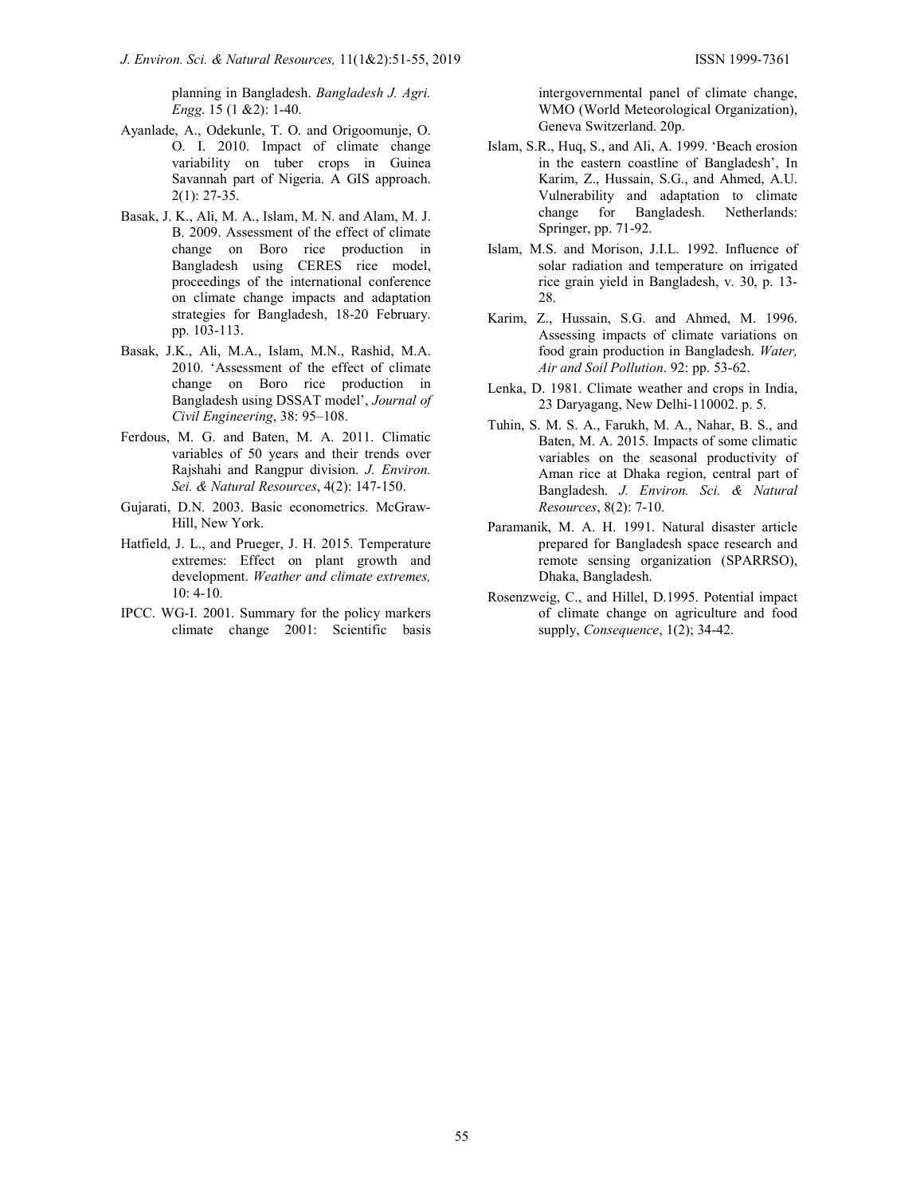planning in Bangladesh. *Bangladesh J. Agri. Engg*. 15 (1 &2): 1-40.

Ayanlade, A., Odekunle, T. O. and Origoomunje, O. O. I. 2010. Impact of climate change variability on tuber crops in Guinea Savannah part of Nigeria. A GIS approach. 2(1): 27-35.

Basak, J. K., Ali, M. A., Islam, M. N. and Alam, M. J. B. 2009. Assessment of the effect of climate change on Boro rice production in Bangladesh using CERES rice model, proceedings of the international conference on climate change impacts and adaptation strategies for Bangladesh, 18-20 February. pp. 103-113.

Basak, J.K., Ali, M.A., Islam, M.N., Rashid, M.A. 2010. 'Assessment of the effect of climate change on Boro rice production in Bangladesh using DSSAT model', *Journal of Civil Engineering*, 38: 95–108.

Ferdous, M. G. and Baten, M. A. 2011. Climatic variables of 50 years and their trends over Rajshahi and Rangpur division. *J. Environ. Sei. & Natural Resources*, 4(2): 147-150.

Gujarati, D.N. 2003. Basic econometrics. McGraw-Hill, New York.

Hatfield, J. L., and Prueger, J. H. 2015. Temperature extremes: Effect on plant growth and development. *Weather and climate extremes,* 10: 4-10.

IPCC. WG-I. 2001. Summary for the policy markers climate change 2001: Scientific basis intergovernmental panel of climate change, WMO (World Meteorological Organization), Geneva Switzerland. 20p.

Islam, S.R., Huq, S., and Ali, A. 1999. 'Beach erosion in the eastern coastline of Bangladesh', In Karim, Z., Hussain, S.G., and Ahmed, A.U. Vulnerability and adaptation to climate change for Bangladesh. Netherlands: Springer, pp. 71-92.

Islam, M.S. and Morison, J.I.L. 1992. Influence of solar radiation and temperature on irrigated rice grain yield in Bangladesh, v. 30, p. 13-28.

Karim, Z., Hussain, S.G. and Ahmed, M. 1996. Assessing impacts of climate variations on food grain production in Bangladesh. *Water, Air and Soil Pollution*. 92: pp. 53-62.

Lenka, D. 1981. Climate weather and crops in India, 23 Daryagang, New Delhi-110002. p. 5.

Tuhin, S. M. S. A., Farukh, M. A., Nahar, B. S., and Baten, M. A. 2015. Impacts of some climatic variables on the seasonal productivity of Aman rice at Dhaka region, central part of Bangladesh. *J. Environ. Sci. & Natural Resources*, 8(2): 7-10.

Paramanik, M. A. H. 1991. Natural disaster article prepared for Bangladesh space research and remote sensing organization (SPARRSO), Dhaka, Bangladesh.

Rosenzweig, C., and Hillel, D.1995. Potential impact of climate change on agriculture and food supply, *Consequence*, 1(2); 34-42.